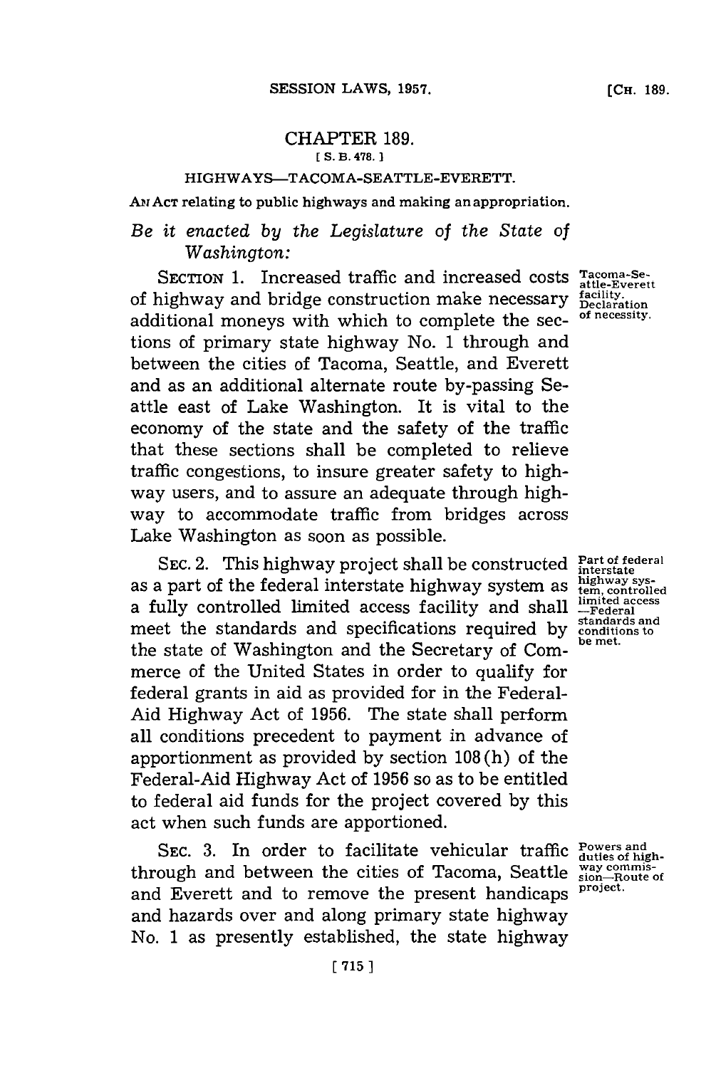# CHAPTER 189.

[ S. B. 478. ]

## HIGHWAYS—TACOMA-SEATTLE-EVERETT.

AN ACT relating to public highways and making an appropriation.

*Be it enacted by the Legislature of the State of Washington:*

SECTION 1. Increased traffic and increased costs of highway and bridge construction make necessary additional moneys with which to complete the sections of primary state highway No. 1 through and between the cities of Tacoma, Seattle, and Everett and as an additional alternate route by-passing Seattle east of Lake Washington. It is vital to the economy of the state and the safety of the traffic that these sections shall be completed to relieve traffic congestions, to insure greater safety to highway users, and to assure an adequate through highway to accommodate traffic from bridges across Lake Washington as soon as possible.

Tacoma-Seattle-Everett facility. Declaration of necessity.

SEC. 2. This highway project shall be constructed as a part of the federal interstate highway system as a fully controlled limited access facility and shall meet the standards and specifications required by the state of Washington and the Secretary of Commerce of the United States in order to qualify for federal grants in aid as provided for in the Federal-Aid Highway Act of 1956. The state shall perform all conditions precedent to payment in advance of apportionment as provided by section 108(h) of the Federal-Aid Highway Act of 1956 so as to be entitled to federal aid funds for the project covered by this act when such funds are apportioned.

Part of federal interstate highway system, controlled limited access —Federal standards and conditions to be met.

SEC. 3. In order to facilitate vehicular traffic through and between the cities of Tacoma, Seattle and Everett and to remove the present handicaps and hazards over and along primary state highway No. 1 as presently established, the state highway

Powers and duties of highway commission—Route of project.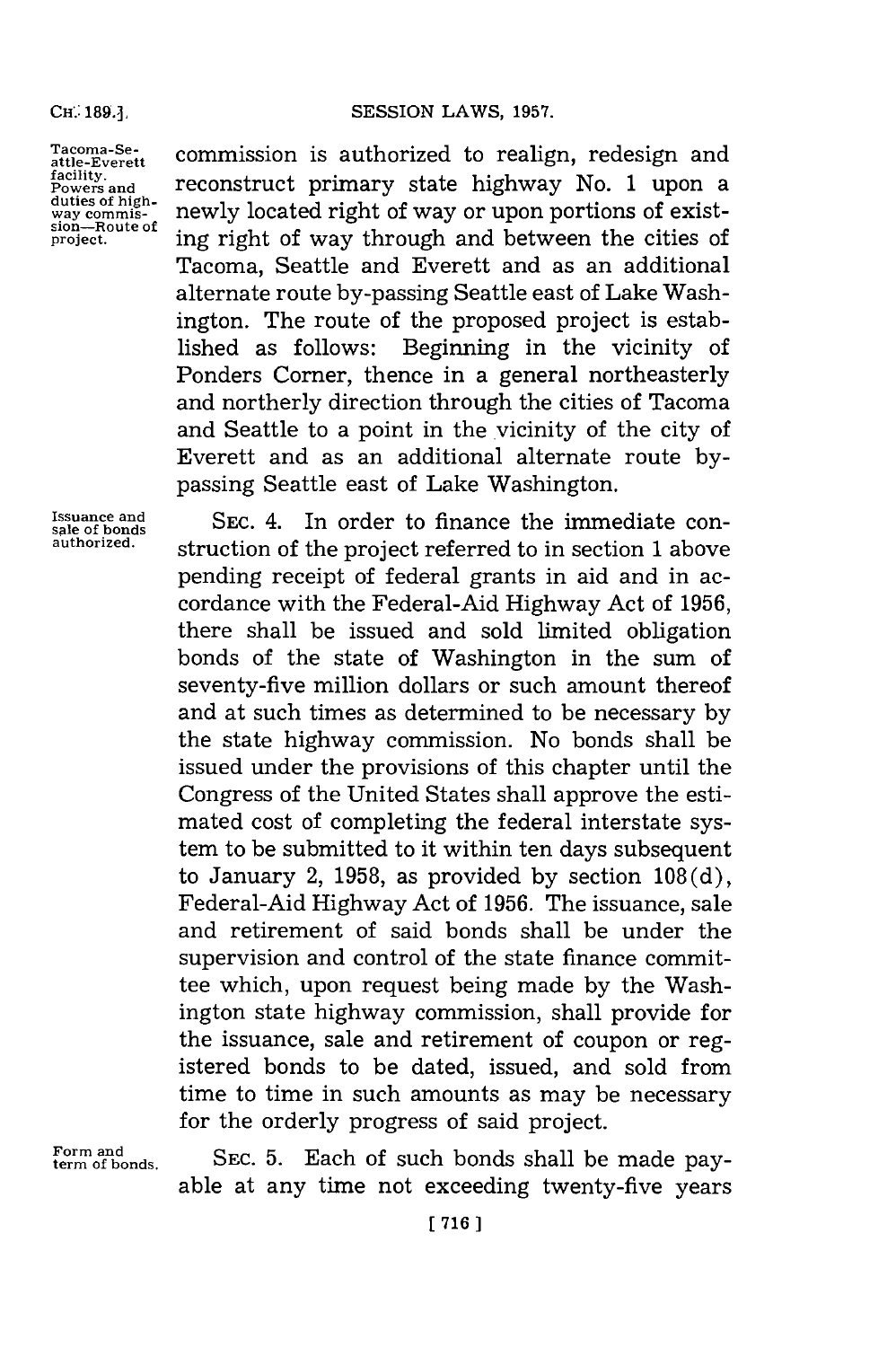Tacoma-Seattle-Everett facility. Powers and duties of highway commission—Route of project.

commission is authorized to realign, redesign and reconstruct primary state highway No. 1 upon a newly located right of way or upon portions of existing right of way through and between the cities of Tacoma, Seattle and Everett and as an additional alternate route by-passing Seattle east of Lake Washington. The route of the proposed project is established as follows: Beginning in the vicinity of Ponders Corner, thence in a general northeasterly and northerly direction through the cities of Tacoma and Seattle to a point in the vicinity of the city of Everett and as an additional alternate route by-passing Seattle east of Lake Washington.

Issuance and sale of bonds authorized.

SEC. 4. In order to finance the immediate construction of the project referred to in section 1 above pending receipt of federal grants in aid and in accordance with the Federal-Aid Highway Act of 1956, there shall be issued and sold limited obligation bonds of the state of Washington in the sum of seventy-five million dollars or such amount thereof and at such times as determined to be necessary by the state highway commission. No bonds shall be issued under the provisions of this chapter until the Congress of the United States shall approve the estimated cost of completing the federal interstate system to be submitted to it within ten days subsequent to January 2, 1958, as provided by section 108(d), Federal-Aid Highway Act of 1956. The issuance, sale and retirement of said bonds shall be under the supervision and control of the state finance committee which, upon request being made by the Washington state highway commission, shall provide for the issuance, sale and retirement of coupon or registered bonds to be dated, issued, and sold from time to time in such amounts as may be necessary for the orderly progress of said project.

Form and term of bonds.

SEC. 5. Each of such bonds shall be made payable at any time not exceeding twenty-five years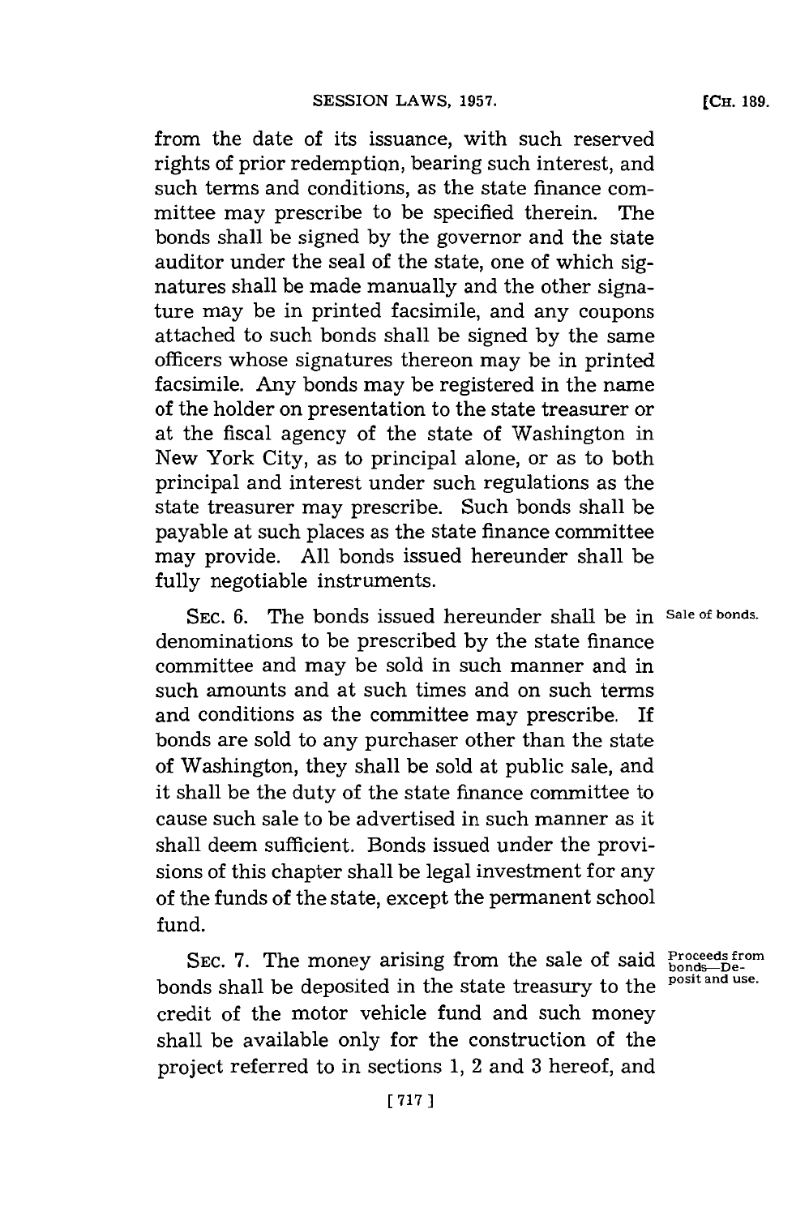from the date of its issuance, with such reserved rights of prior redemption, bearing such interest, and such terms and conditions, as the state finance committee may prescribe to be specified therein. The bonds shall be signed by the governor and the state auditor under the seal of the state, one of which signatures shall be made manually and the other signature may be in printed facsimile, and any coupons attached to such bonds shall be signed by the same officers whose signatures thereon may be in printed facsimile. Any bonds may be registered in the name of the holder on presentation to the state treasurer or at the fiscal agency of the state of Washington in New York City, as to principal alone, or as to both principal and interest under such regulations as the state treasurer may prescribe. Such bonds shall be payable at such places as the state finance committee may provide. All bonds issued hereunder shall be fully negotiable instruments.

Sale of bonds.

SEC. 6. The bonds issued hereunder shall be in denominations to be prescribed by the state finance committee and may be sold in such manner and in such amounts and at such times and on such terms and conditions as the committee may prescribe. If bonds are sold to any purchaser other than the state of Washington, they shall be sold at public sale, and it shall be the duty of the state finance committee to cause such sale to be advertised in such manner as it shall deem sufficient. Bonds issued under the provisions of this chapter shall be legal investment for any of the funds of the state, except the permanent school fund.

Proceeds from bonds—Deposit and use.

SEC. 7. The money arising from the sale of said bonds shall be deposited in the state treasury to the credit of the motor vehicle fund and such money shall be available only for the construction of the project referred to in sections 1, 2 and 3 hereof, and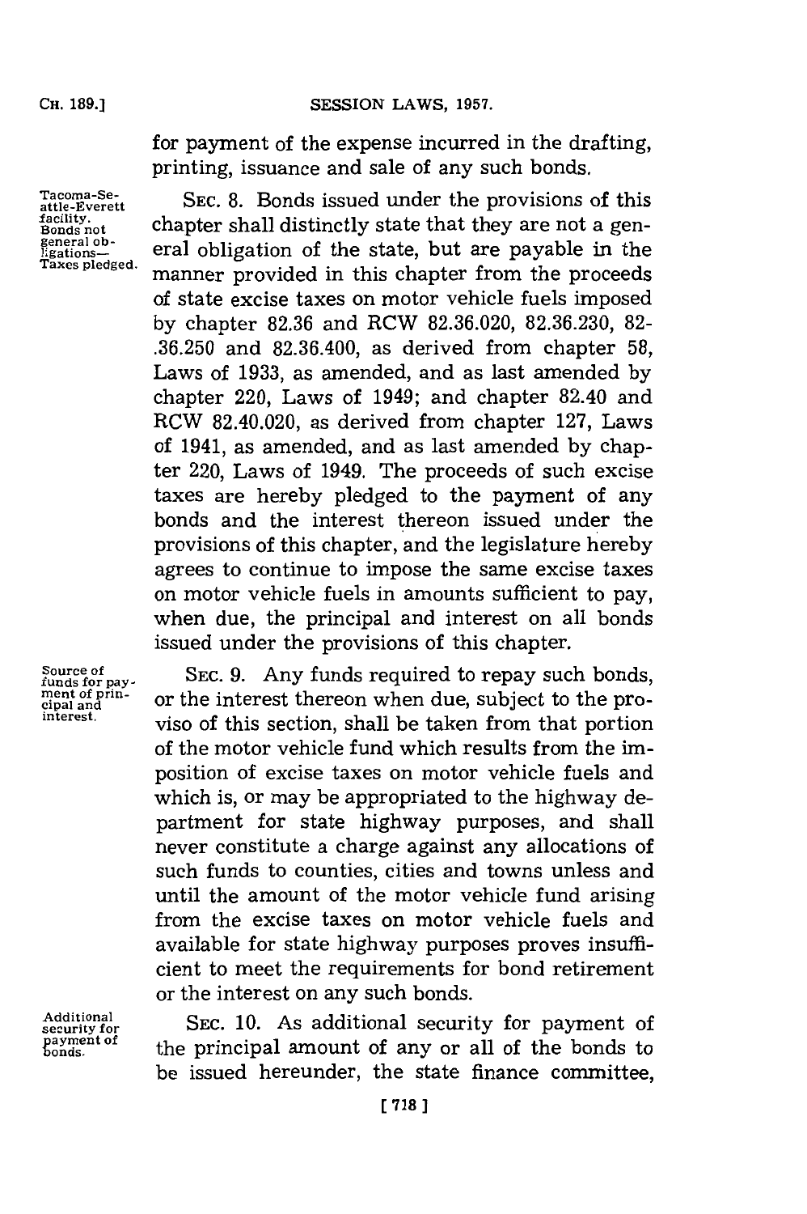for payment of the expense incurred in the drafting, printing, issuance and sale of any such bonds.

Tacoma-Seattle-Everett facility. Bonds not general obligations—Taxes pledged.

SEC. 8. Bonds issued under the provisions of this chapter shall distinctly state that they are not a general obligation of the state, but are payable in the manner provided in this chapter from the proceeds of state excise taxes on motor vehicle fuels imposed by chapter 82.36 and RCW 82.36.020, 82.36.230, 82.36.250 and 82.36.400, as derived from chapter 58, Laws of 1933, as amended, and as last amended by chapter 220, Laws of 1949; and chapter 82.40 and RCW 82.40.020, as derived from chapter 127, Laws of 1941, as amended, and as last amended by chapter 220, Laws of 1949. The proceeds of such excise taxes are hereby pledged to the payment of any bonds and the interest thereon issued under the provisions of this chapter, and the legislature hereby agrees to continue to impose the same excise taxes on motor vehicle fuels in amounts sufficient to pay, when due, the principal and interest on all bonds issued under the provisions of this chapter.

Source of funds for payment of principal and interest.

SEC. 9. Any funds required to repay such bonds, or the interest thereon when due, subject to the proviso of this section, shall be taken from that portion of the motor vehicle fund which results from the imposition of excise taxes on motor vehicle fuels and which is, or may be appropriated to the highway department for state highway purposes, and shall never constitute a charge against any allocations of such funds to counties, cities and towns unless and until the amount of the motor vehicle fund arising from the excise taxes on motor vehicle fuels and available for state highway purposes proves insufficient to meet the requirements for bond retirement or the interest on any such bonds.

Additional security for payment of bonds.

SEC. 10. As additional security for payment of the principal amount of any or all of the bonds to be issued hereunder, the state finance committee,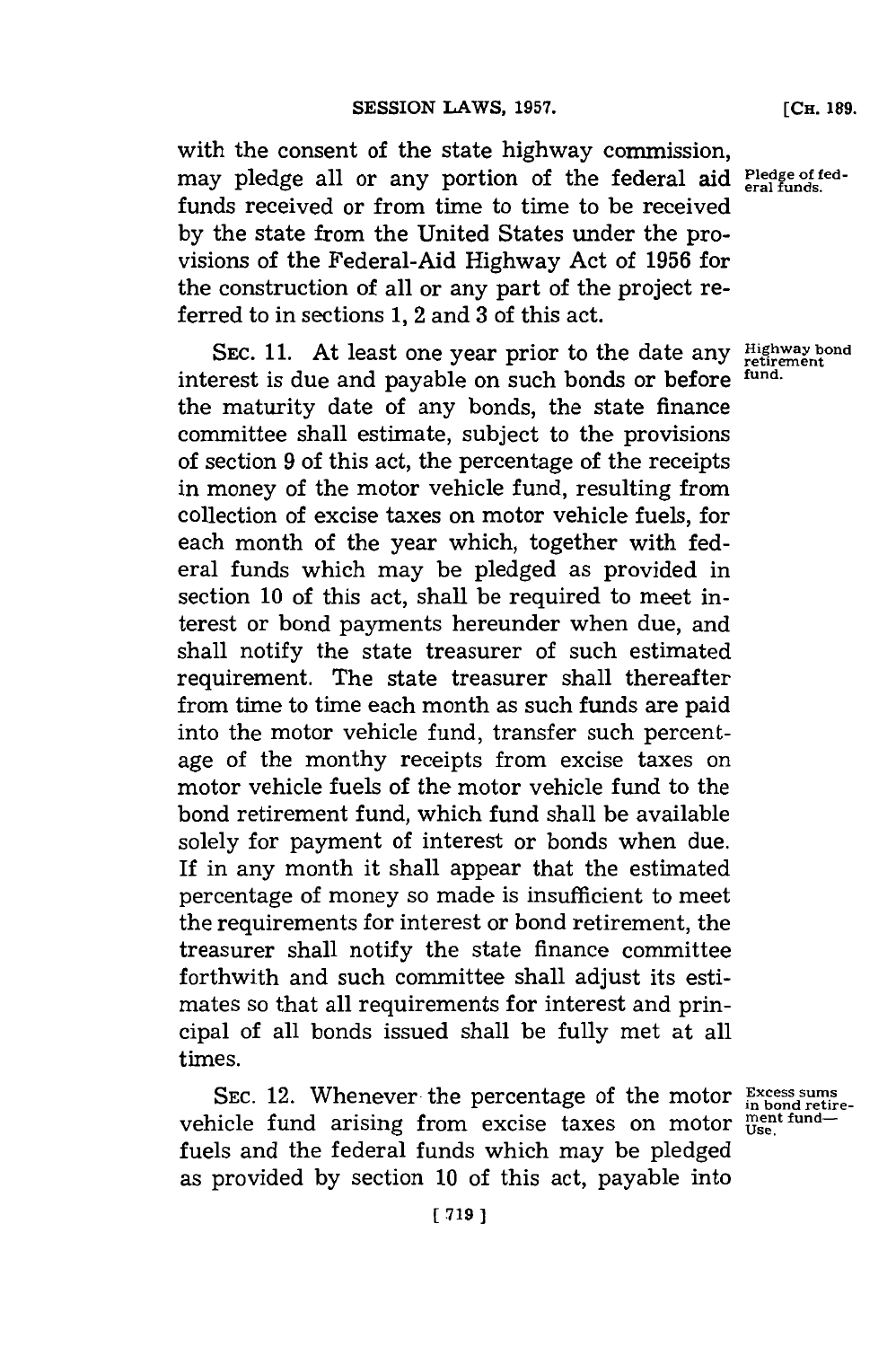with the consent of the state highway commission, may pledge all or any portion of the federal aid funds received or from time to time to be received by the state from the United States under the provisions of the Federal-Aid Highway Act of 1956 for the construction of all or any part of the project referred to in sections 1, 2 and 3 of this act.

*Pledge of federal funds.*

SEC. 11. At least one year prior to the date any interest is due and payable on such bonds or before the maturity date of any bonds, the state finance committee shall estimate, subject to the provisions of section 9 of this act, the percentage of the receipts in money of the motor vehicle fund, resulting from collection of excise taxes on motor vehicle fuels, for each month of the year which, together with federal funds which may be pledged as provided in section 10 of this act, shall be required to meet interest or bond payments hereunder when due, and shall notify the state treasurer of such estimated requirement. The state treasurer shall thereafter from time to time each month as such funds are paid into the motor vehicle fund, transfer such percentage of the monthy receipts from excise taxes on motor vehicle fuels of the motor vehicle fund to the bond retirement fund, which fund shall be available solely for payment of interest or bonds when due. If in any month it shall appear that the estimated percentage of money so made is insufficient to meet the requirements for interest or bond retirement, the treasurer shall notify the state finance committee forthwith and such committee shall adjust its estimates so that all requirements for interest and principal of all bonds issued shall be fully met at all times.

*Highway bond retirement fund.*

SEC. 12. Whenever the percentage of the motor vehicle fund arising from excise taxes on motor fuels and the federal funds which may be pledged as provided by section 10 of this act, payable into

*Excess sums in bond retirement fund—Use.*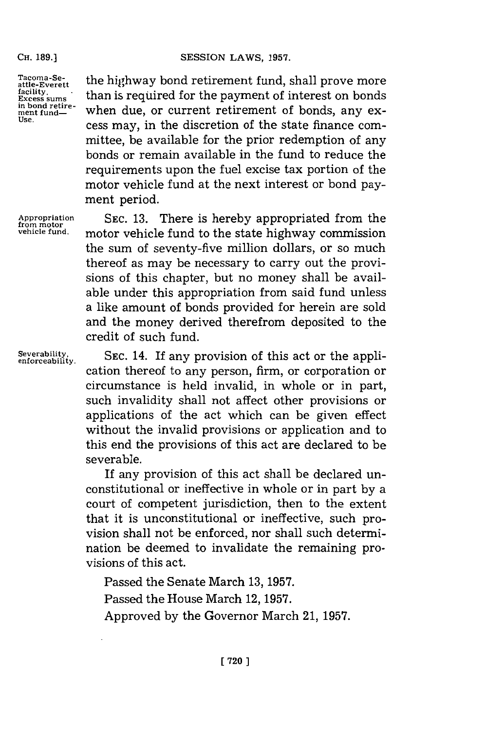Tacoma-Seattle-Everett facility. Excess sums in bond retirement fund—Use.

the highway bond retirement fund, shall prove more than is required for the payment of interest on bonds when due, or current retirement of bonds, any excess may, in the discretion of the state finance committee, be available for the prior redemption of any bonds or remain available in the fund to reduce the requirements upon the fuel excise tax portion of the motor vehicle fund at the next interest or bond payment period.

Appropriation from motor vehicle fund.

SEC. 13. There is hereby appropriated from the motor vehicle fund to the state highway commission the sum of seventy-five million dollars, or so much thereof as may be necessary to carry out the provisions of this chapter, but no money shall be available under this appropriation from said fund unless a like amount of bonds provided for herein are sold and the money derived therefrom deposited to the credit of such fund.

Severability, enforceability.

SEC. 14. If any provision of this act or the application thereof to any person, firm, or corporation or circumstance is held invalid, in whole or in part, such invalidity shall not affect other provisions or applications of the act which can be given effect without the invalid provisions or application and to this end the provisions of this act are declared to be severable.

If any provision of this act shall be declared unconstitutional or ineffective in whole or in part by a court of competent jurisdiction, then to the extent that it is unconstitutional or ineffective, such provision shall not be enforced, nor shall such determination be deemed to invalidate the remaining provisions of this act.

Passed the Senate March 13, 1957.

Passed the House March 12, 1957.

Approved by the Governor March 21, 1957.